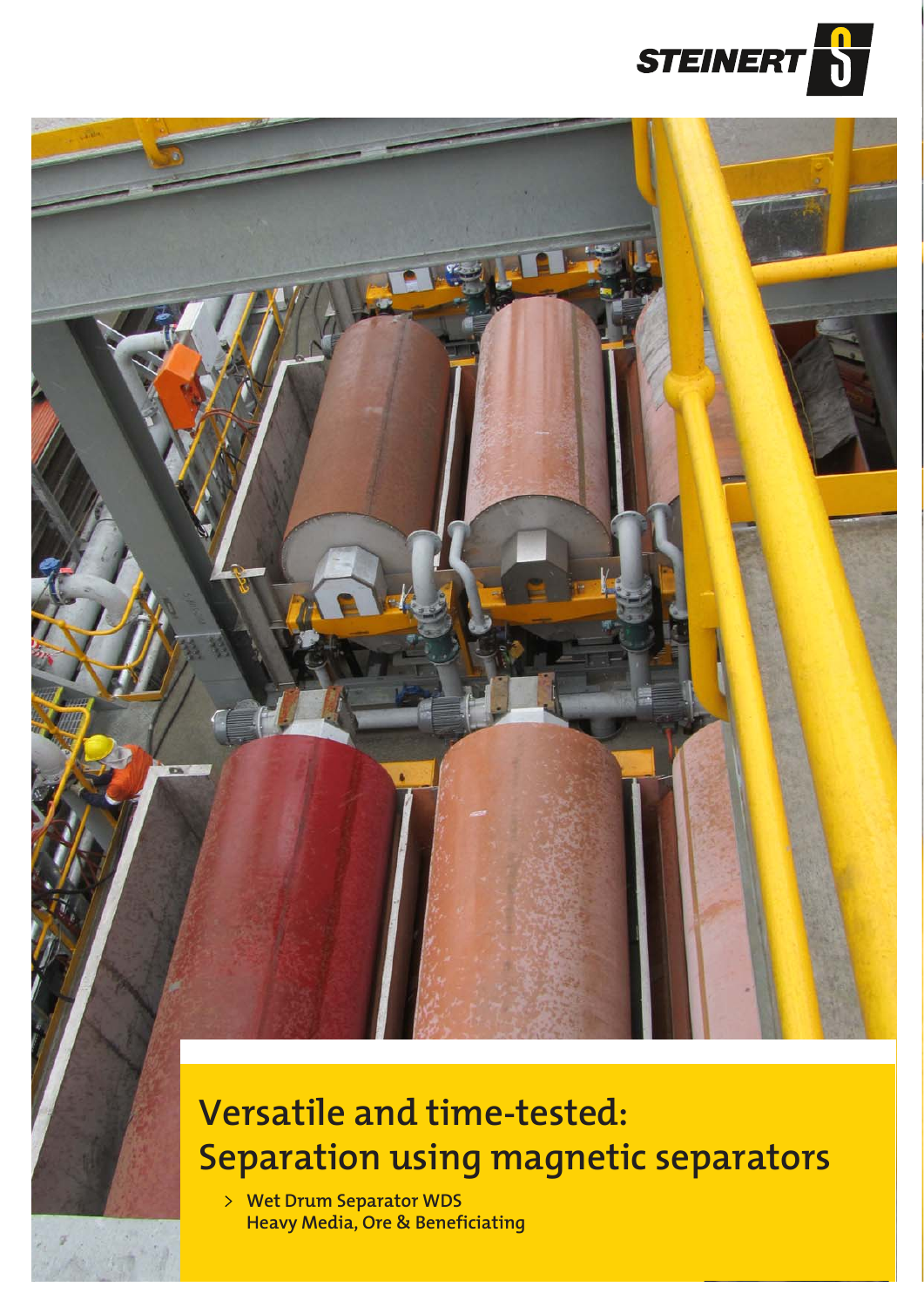STEINERT

# Versatile and time-tested: Separation using magnetic separators

> Wet Drum Separator WDS
> Heavy Media, Ore & Beneficiating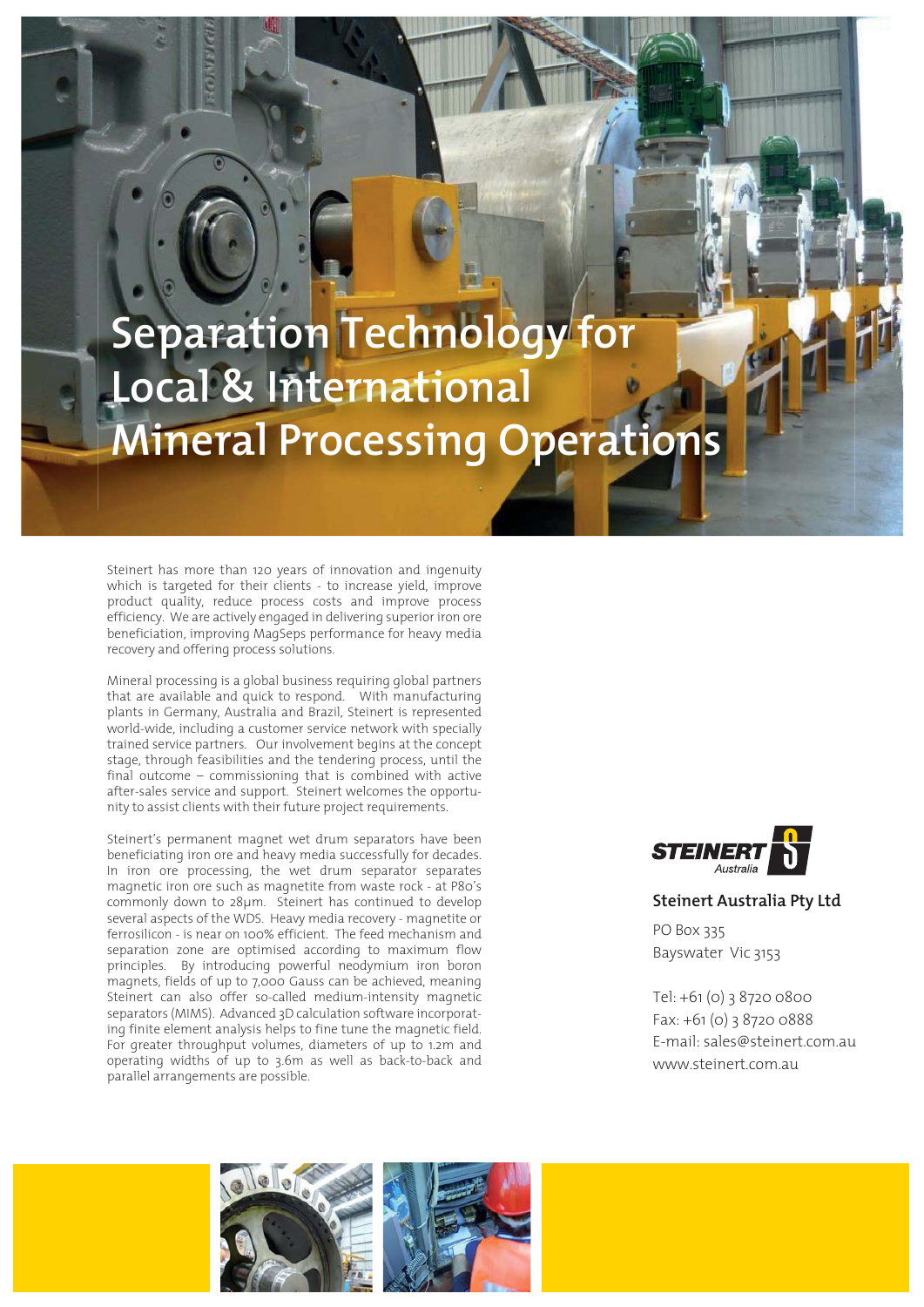# Separation Technology for Local & International Mineral Processing Operations

Steinert has more than 120 years of innovation and ingenuity which is targeted for their clients - to increase yield, improve product quality, reduce process costs and improve process efficiency. We are actively engaged in delivering superior iron ore beneficiation, improving MagSeps performance for heavy media recovery and offering process solutions.

Mineral processing is a global business requiring global partners that are available and quick to respond. With manufacturing plants in Germany, Australia and Brazil, Steinert is represented world-wide, including a customer service network with specially trained service partners. Our involvement begins at the concept stage, through feasibilities and the tendering process, until the final outcome – commissioning that is combined with active after-sales service and support. Steinert welcomes the opportunity to assist clients with their future project requirements.

Steinert's permanent magnet wet drum separators have been beneficiating iron ore and heavy media successfully for decades. In iron ore processing, the wet drum separator separates magnetic iron ore such as magnetite from waste rock - at P80's commonly down to 28µm. Steinert has continued to develop several aspects of the WDS. Heavy media recovery - magnetite or ferrosilicon - is near on 100% efficient. The feed mechanism and separation zone are optimised according to maximum flow principles. By introducing powerful neodymium iron boron magnets, fields of up to 7,000 Gauss can be achieved, meaning Steinert can also offer so-called medium-intensity magnetic separators (MIMS). Advanced 3D calculation software incorporating finite element analysis helps to fine tune the magnetic field. For greater throughput volumes, diameters of up to 1.2m and operating widths of up to 3.6m as well as back-to-back and parallel arrangements are possible.

STEINERT Australia

**Steinert Australia Pty Ltd**

PO Box 335
Bayswater Vic 3153

Tel: +61 (0) 3 8720 0800
Fax: +61 (0) 3 8720 0888
E-mail: sales@steinert.com.au
www.steinert.com.au